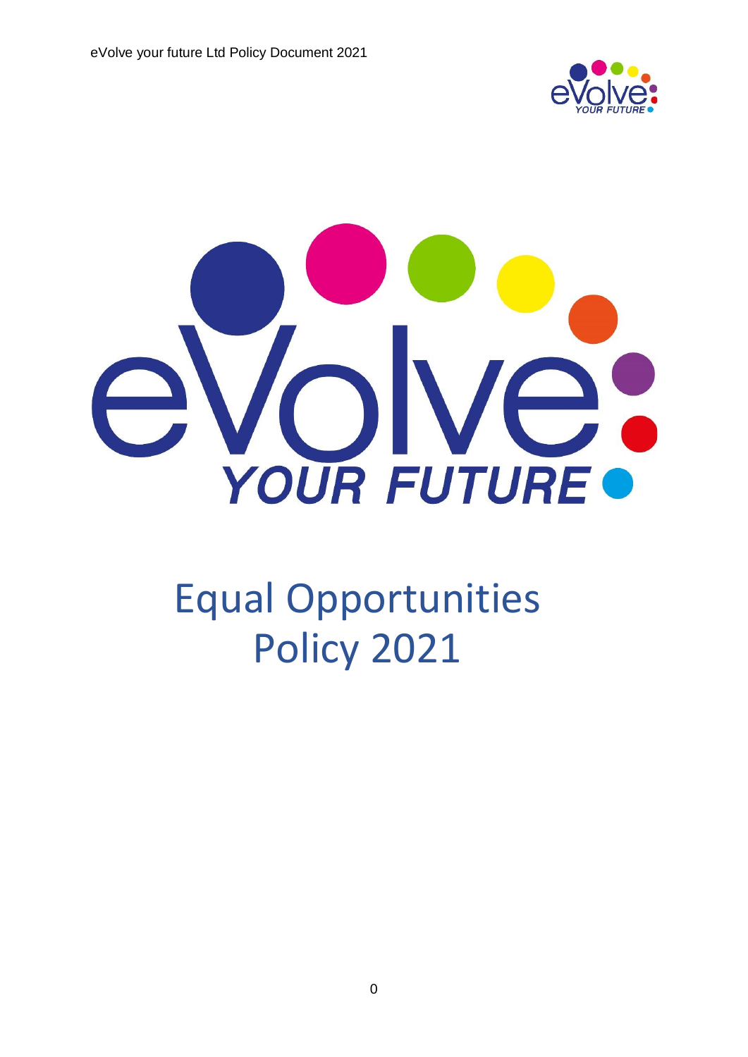# Equal Opportunities Policy 2021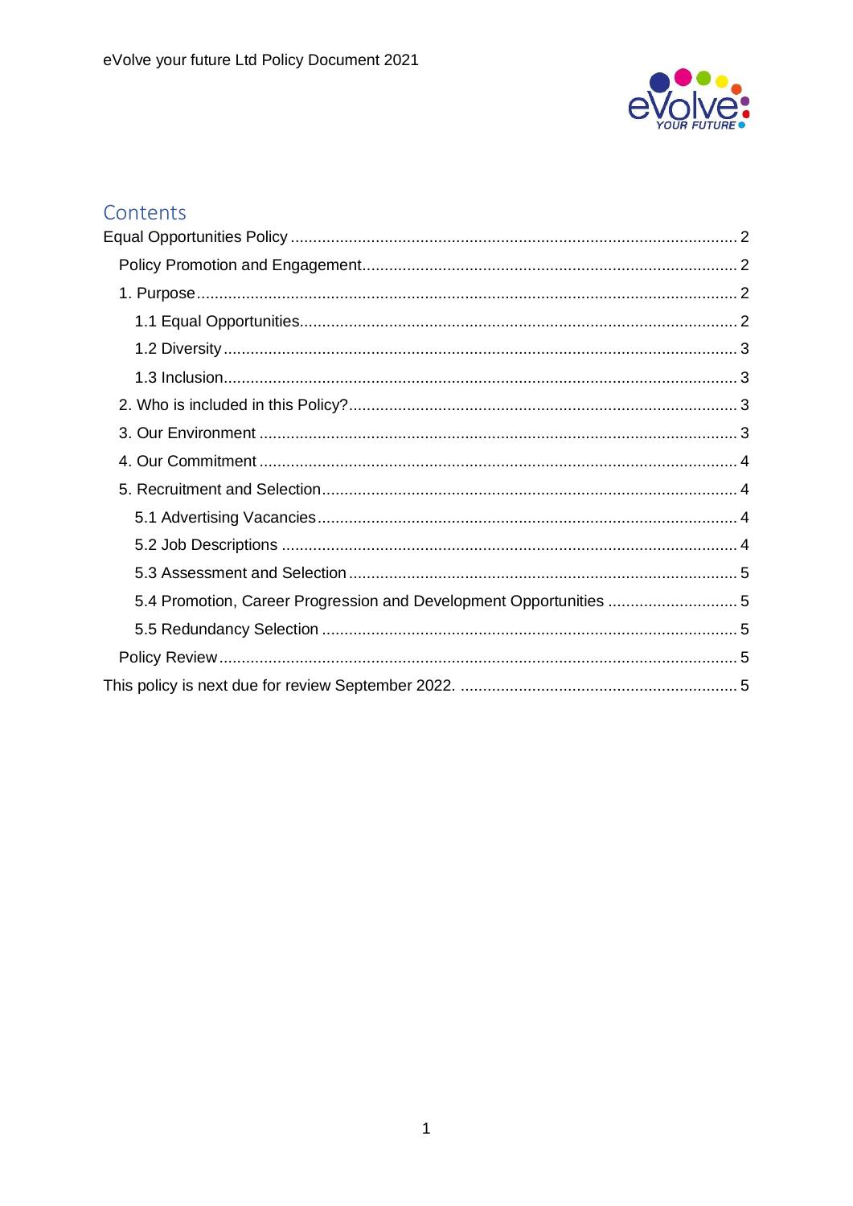## Contents

- Equal Opportunities Policy ........ 2
  - Policy Promotion and Engagement ........ 2
  - 1. Purpose ........ 2
    - 1.1 Equal Opportunities ........ 2
    - 1.2 Diversity ........ 3
    - 1.3 Inclusion ........ 3
  - 2. Who is included in this Policy? ........ 3
  - 3. Our Environment ........ 3
  - 4. Our Commitment ........ 4
  - 5. Recruitment and Selection ........ 4
    - 5.1 Advertising Vacancies ........ 4
    - 5.2 Job Descriptions ........ 4
    - 5.3 Assessment and Selection ........ 5
    - 5.4 Promotion, Career Progression and Development Opportunities ........ 5
    - 5.5 Redundancy Selection ........ 5
  - Policy Review ........ 5
- This policy is next due for review September 2022. ........ 5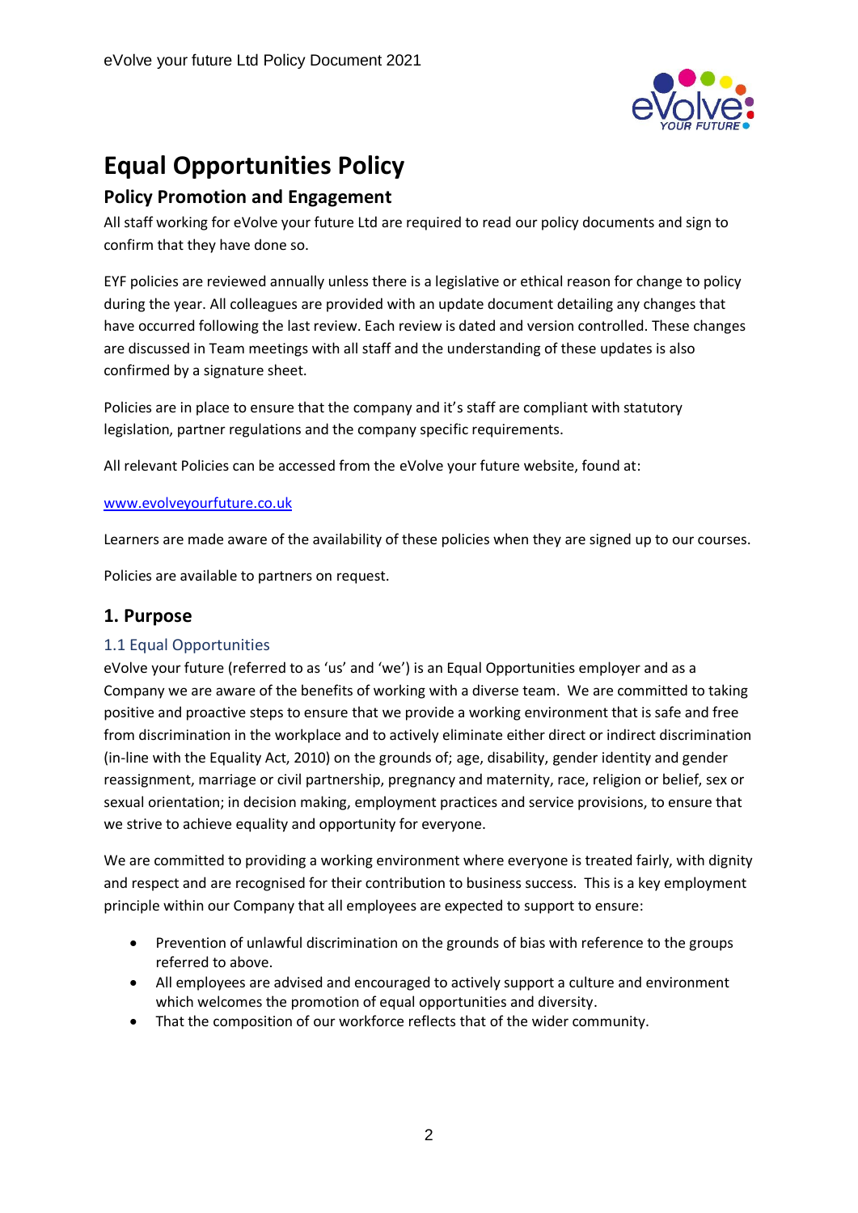# Equal Opportunities Policy

## Policy Promotion and Engagement

All staff working for eVolve your future Ltd are required to read our policy documents and sign to confirm that they have done so.

EYF policies are reviewed annually unless there is a legislative or ethical reason for change to policy during the year. All colleagues are provided with an update document detailing any changes that have occurred following the last review. Each review is dated and version controlled. These changes are discussed in Team meetings with all staff and the understanding of these updates is also confirmed by a signature sheet.

Policies are in place to ensure that the company and it's staff are compliant with statutory legislation, partner regulations and the company specific requirements.

All relevant Policies can be accessed from the eVolve your future website, found at:

[www.evolveyourfuture.co.uk](www.evolveyourfuture.co.uk)

Learners are made aware of the availability of these policies when they are signed up to our courses.

Policies are available to partners on request.

## 1. Purpose

### 1.1 Equal Opportunities

eVolve your future (referred to as 'us' and 'we') is an Equal Opportunities employer and as a Company we are aware of the benefits of working with a diverse team. We are committed to taking positive and proactive steps to ensure that we provide a working environment that is safe and free from discrimination in the workplace and to actively eliminate either direct or indirect discrimination (in-line with the Equality Act, 2010) on the grounds of; age, disability, gender identity and gender reassignment, marriage or civil partnership, pregnancy and maternity, race, religion or belief, sex or sexual orientation; in decision making, employment practices and service provisions, to ensure that we strive to achieve equality and opportunity for everyone.

We are committed to providing a working environment where everyone is treated fairly, with dignity and respect and are recognised for their contribution to business success. This is a key employment principle within our Company that all employees are expected to support to ensure:

- Prevention of unlawful discrimination on the grounds of bias with reference to the groups referred to above.
- All employees are advised and encouraged to actively support a culture and environment which welcomes the promotion of equal opportunities and diversity.
- That the composition of our workforce reflects that of the wider community.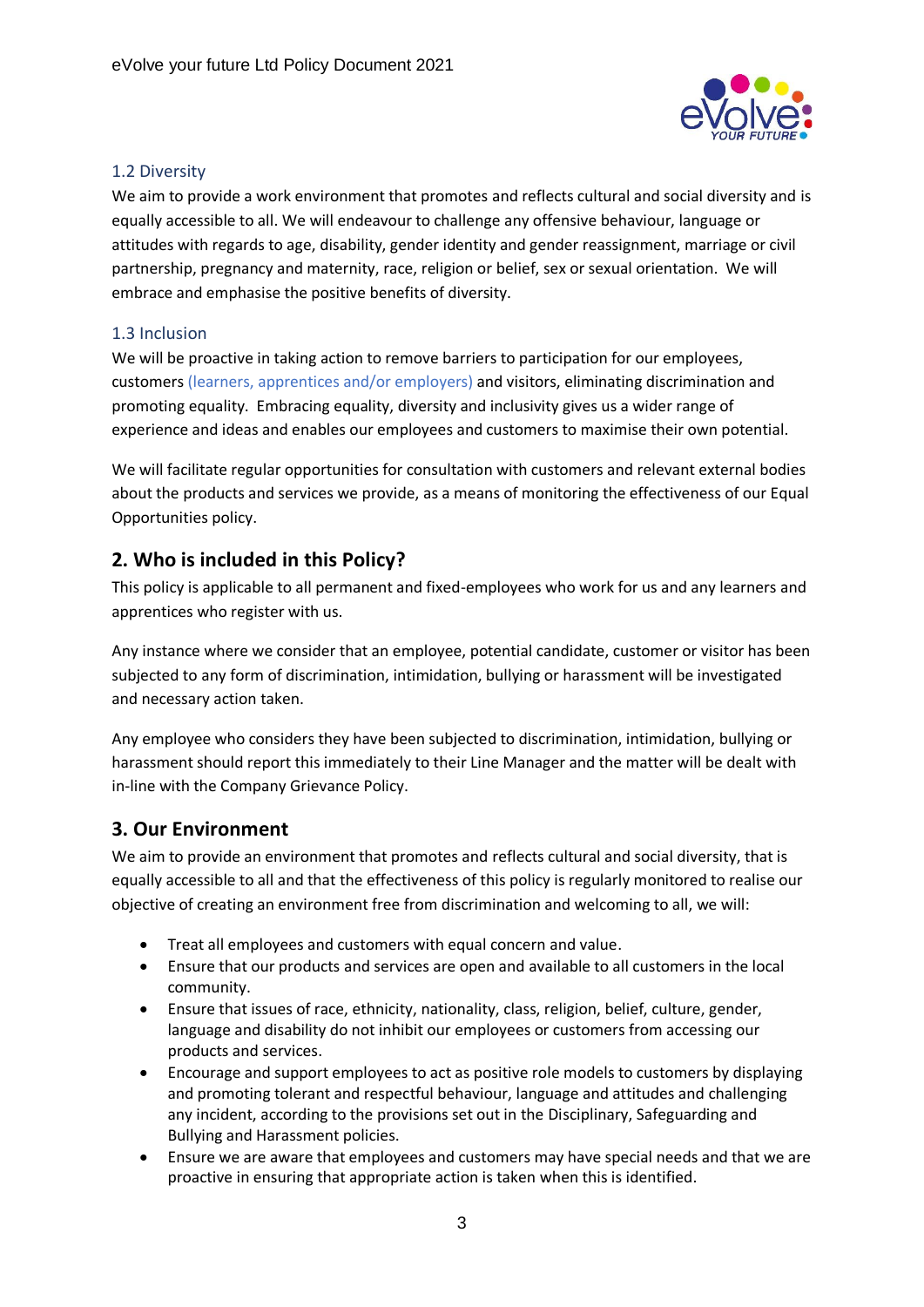### 1.2 Diversity

We aim to provide a work environment that promotes and reflects cultural and social diversity and is equally accessible to all. We will endeavour to challenge any offensive behaviour, language or attitudes with regards to age, disability, gender identity and gender reassignment, marriage or civil partnership, pregnancy and maternity, race, religion or belief, sex or sexual orientation. We will embrace and emphasise the positive benefits of diversity.

### 1.3 Inclusion

We will be proactive in taking action to remove barriers to participation for our employees, customers (learners, apprentices and/or employers) and visitors, eliminating discrimination and promoting equality. Embracing equality, diversity and inclusivity gives us a wider range of experience and ideas and enables our employees and customers to maximise their own potential.

We will facilitate regular opportunities for consultation with customers and relevant external bodies about the products and services we provide, as a means of monitoring the effectiveness of our Equal Opportunities policy.

## 2. Who is included in this Policy?

This policy is applicable to all permanent and fixed-employees who work for us and any learners and apprentices who register with us.

Any instance where we consider that an employee, potential candidate, customer or visitor has been subjected to any form of discrimination, intimidation, bullying or harassment will be investigated and necessary action taken.

Any employee who considers they have been subjected to discrimination, intimidation, bullying or harassment should report this immediately to their Line Manager and the matter will be dealt with in-line with the Company Grievance Policy.

## 3. Our Environment

We aim to provide an environment that promotes and reflects cultural and social diversity, that is equally accessible to all and that the effectiveness of this policy is regularly monitored to realise our objective of creating an environment free from discrimination and welcoming to all, we will:

- Treat all employees and customers with equal concern and value.
- Ensure that our products and services are open and available to all customers in the local community.
- Ensure that issues of race, ethnicity, nationality, class, religion, belief, culture, gender, language and disability do not inhibit our employees or customers from accessing our products and services.
- Encourage and support employees to act as positive role models to customers by displaying and promoting tolerant and respectful behaviour, language and attitudes and challenging any incident, according to the provisions set out in the Disciplinary, Safeguarding and Bullying and Harassment policies.
- Ensure we are aware that employees and customers may have special needs and that we are proactive in ensuring that appropriate action is taken when this is identified.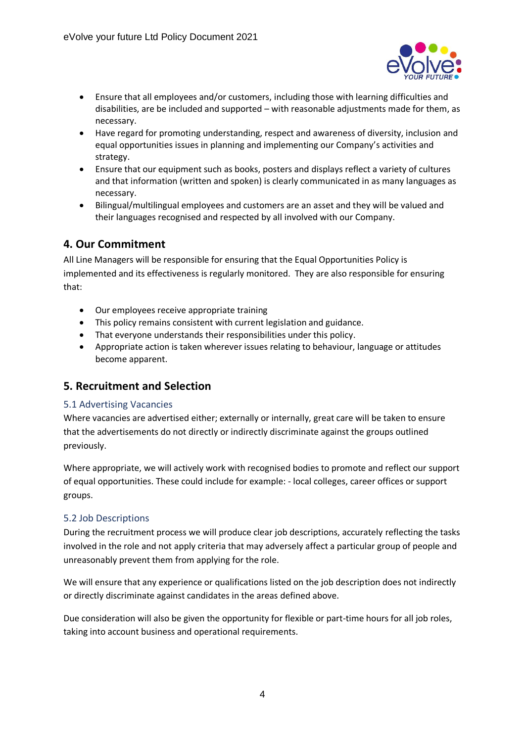- Ensure that all employees and/or customers, including those with learning difficulties and disabilities, are be included and supported – with reasonable adjustments made for them, as necessary.
- Have regard for promoting understanding, respect and awareness of diversity, inclusion and equal opportunities issues in planning and implementing our Company's activities and strategy.
- Ensure that our equipment such as books, posters and displays reflect a variety of cultures and that information (written and spoken) is clearly communicated in as many languages as necessary.
- Bilingual/multilingual employees and customers are an asset and they will be valued and their languages recognised and respected by all involved with our Company.

## 4. Our Commitment

All Line Managers will be responsible for ensuring that the Equal Opportunities Policy is implemented and its effectiveness is regularly monitored. They are also responsible for ensuring that:

- Our employees receive appropriate training
- This policy remains consistent with current legislation and guidance.
- That everyone understands their responsibilities under this policy.
- Appropriate action is taken wherever issues relating to behaviour, language or attitudes become apparent.

## 5. Recruitment and Selection

### 5.1 Advertising Vacancies

Where vacancies are advertised either; externally or internally, great care will be taken to ensure that the advertisements do not directly or indirectly discriminate against the groups outlined previously.

Where appropriate, we will actively work with recognised bodies to promote and reflect our support of equal opportunities. These could include for example: - local colleges, career offices or support groups.

### 5.2 Job Descriptions

During the recruitment process we will produce clear job descriptions, accurately reflecting the tasks involved in the role and not apply criteria that may adversely affect a particular group of people and unreasonably prevent them from applying for the role.

We will ensure that any experience or qualifications listed on the job description does not indirectly or directly discriminate against candidates in the areas defined above.

Due consideration will also be given the opportunity for flexible or part-time hours for all job roles, taking into account business and operational requirements.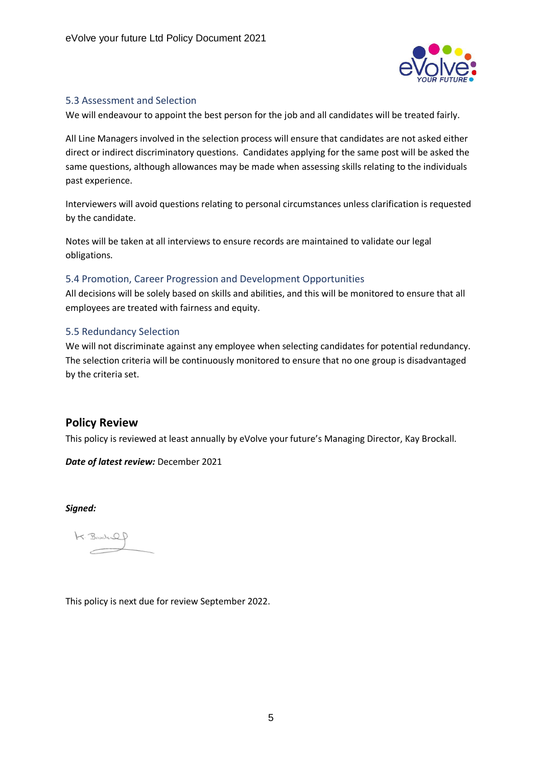### 5.3 Assessment and Selection

We will endeavour to appoint the best person for the job and all candidates will be treated fairly.

All Line Managers involved in the selection process will ensure that candidates are not asked either direct or indirect discriminatory questions. Candidates applying for the same post will be asked the same questions, although allowances may be made when assessing skills relating to the individuals past experience.

Interviewers will avoid questions relating to personal circumstances unless clarification is requested by the candidate.

Notes will be taken at all interviews to ensure records are maintained to validate our legal obligations.

### 5.4 Promotion, Career Progression and Development Opportunities

All decisions will be solely based on skills and abilities, and this will be monitored to ensure that all employees are treated with fairness and equity.

### 5.5 Redundancy Selection

We will not discriminate against any employee when selecting candidates for potential redundancy. The selection criteria will be continuously monitored to ensure that no one group is disadvantaged by the criteria set.

## Policy Review

This policy is reviewed at least annually by eVolve your future's Managing Director, Kay Brockall.

***Date of latest review:*** December 2021

***Signed:***

K Brockall

This policy is next due for review September 2022.